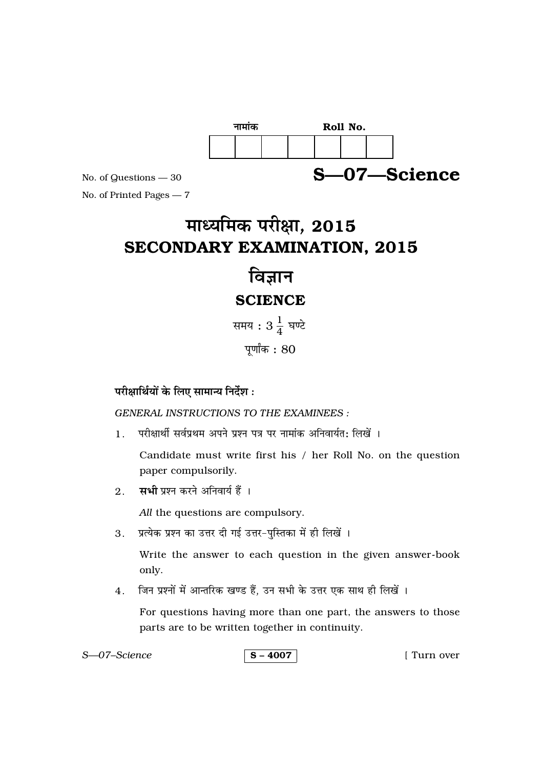नामांक Roll No.

| | | | | | | |
|---|---|---|---|---|---|---|
| | | | | | | |

No. of Questions — 30

No. of Printed Pages — 7

# S—07—Science

# माध्यमिक परीक्षा, 2015
# SECONDARY EXAMINATION, 2015

# विज्ञान
## SCIENCE

समय : $3\frac{1}{4}$ घण्टे

पूर्णांक : 80

**परीक्षार्थियों के लिए सामान्य निर्देश :**

*GENERAL INSTRUCTIONS TO THE EXAMINEES :*

1. परीक्षार्थी सर्वप्रथम अपने प्रश्न पत्र पर नामांक अनिवार्यतः लिखें ।

   Candidate must write first his / her Roll No. on the question paper compulsorily.

2. **सभी** प्रश्न करने अनिवार्य हैं ।

   *All* the questions are compulsory.

3. प्रत्येक प्रश्न का उत्तर दी गई उत्तर-पुस्तिका में ही लिखें ।

   Write the answer to each question in the given answer-book only.

4. जिन प्रश्नों में आन्तरिक खण्ड हैं, उन सभी के उत्तर एक साथ ही लिखें ।

   For questions having more than one part, the answers to those parts are to be written together in continuity.

S – 4007

[ Turn over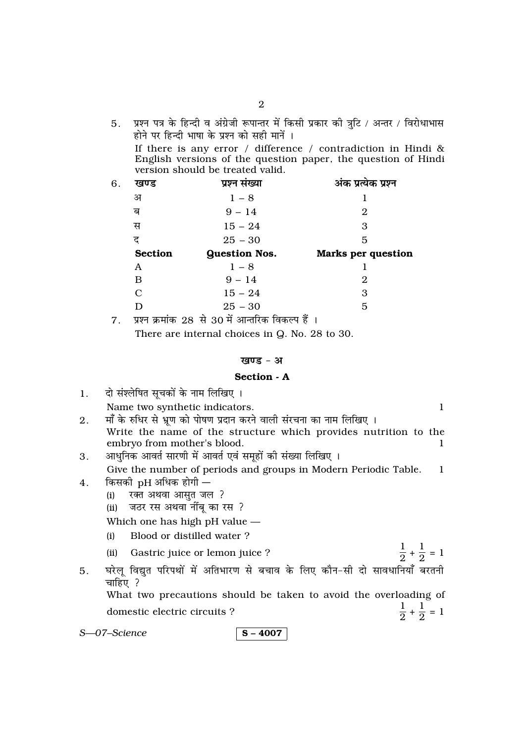5. प्रश्न पत्र के हिन्दी व अंग्रेजी रूपान्तर में किसी प्रकार की त्रुटि / अन्तर / विरोधाभास होने पर हिन्दी भाषा के प्रश्न को सही मानें ।

   If there is any error / difference / contradiction in Hindi & English versions of the question paper, the question of Hindi version should be treated valid.

6.

| खण्ड | प्रश्न संख्या | अंक प्रत्येक प्रश्न |
|---|---|---|
| अ | 1 – 8 | 1 |
| ब | 9 – 14 | 2 |
| स | 15 – 24 | 3 |
| द | 25 – 30 | 5 |
| **Section** | **Question Nos.** | **Marks per question** |
| A | 1 – 8 | 1 |
| B | 9 – 14 | 2 |
| C | 15 – 24 | 3 |
| D | 25 – 30 | 5 |

7. प्रश्न क्रमांक 28 से 30 में आन्तरिक विकल्प हैं ।

   There are internal choices in Q. No. 28 to 30.

## खण्ड - अ

## Section - A

1. दो संश्लेषित सूचकों के नाम लिखिए ।

   Name two synthetic indicators. 1

2. माँ के रुधिर से भ्रूण को पोषण प्रदान करने वाली संरचना का नाम लिखिए ।

   Write the name of the structure which provides nutrition to the embryo from mother's blood. 1

3. आधुनिक आवर्त सारणी में आवर्त एवं समूहों की संख्या लिखिए ।

   Give the number of periods and groups in Modern Periodic Table. 1

4. किसकी pH अधिक होगी —
   (i) रक्त अथवा आसुत जल ?
   (ii) जठर रस अथवा नींबू का रस ?

   Which one has high pH value —
   (i) Blood or distilled water ?
   (ii) Gastric juice or lemon juice ? $\frac{1}{2} + \frac{1}{2} = 1$

5. घरेलू विद्युत परिपथों में अतिभारण से बचाव के लिए कौन-सी दो सावधानियाँ बरतनी चाहिए ?

   What two precautions should be taken to avoid the overloading of domestic electric circuits ? $\frac{1}{2} + \frac{1}{2} = 1$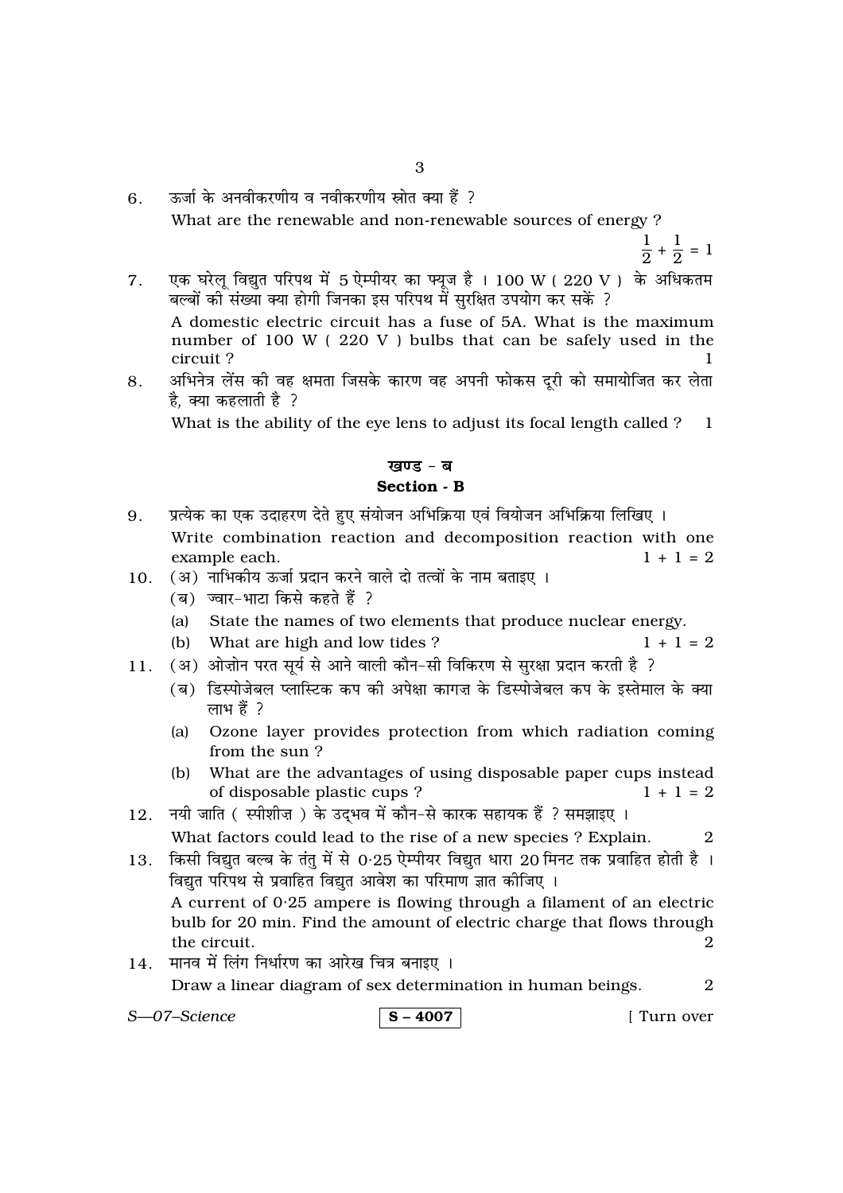6. ऊर्जा के अनवीकरणीय व नवीकरणीय स्रोत क्या हैं ?

   What are the renewable and non-renewable sources of energy ?

   $\frac{1}{2} + \frac{1}{2} = 1$

7. एक घरेलू विद्युत परिपथ में 5 ऐम्पीयर का फ्यूज है । 100 W ( 220 V ) के अधिकतम बल्बों की संख्या क्या होगी जिनका इस परिपथ में सुरक्षित उपयोग कर सकें ?

   A domestic electric circuit has a fuse of 5A. What is the maximum number of 100 W ( 220 V ) bulbs that can be safely used in the circuit ? 1

8. अभिनेत्र लेंस की वह क्षमता जिसके कारण वह अपनी फोकस दूरी को समायोजित कर लेता है, क्या कहलाती है ?

   What is the ability of the eye lens to adjust its focal length called ? 1

## खण्ड - ब
## Section - B

9. प्रत्येक का एक उदाहरण देते हुए संयोजन अभिक्रिया एवं वियोजन अभिक्रिया लिखिए ।

   Write combination reaction and decomposition reaction with one example each. $1 + 1 = 2$

10. (अ) नाभिकीय ऊर्जा प्रदान करने वाले दो तत्वों के नाम बताइए ।

    (ब) ज्वार-भाटा किसे कहते हैं ?

    (a) State the names of two elements that produce nuclear energy.

    (b) What are high and low tides ? $1 + 1 = 2$

11. (अ) ओज़ोन परत सूर्य से आने वाली कौन-सी विकिरण से सुरक्षा प्रदान करती है ?

    (ब) डिस्पोजेबल प्लास्टिक कप की अपेक्षा कागज़ के डिस्पोजेबल कप के इस्तेमाल के क्या लाभ हैं ?

    (a) Ozone layer provides protection from which radiation coming from the sun ?

    (b) What are the advantages of using disposable paper cups instead of disposable plastic cups ? $1 + 1 = 2$

12. नयी जाति ( स्पीशीज़ ) के उद्भव में कौन-से कारक सहायक हैं ? समझाइए ।

    What factors could lead to the rise of a new species ? Explain. 2

13. किसी विद्युत बल्ब के तंतु में से 0·25 ऐम्पीयर विद्युत धारा 20 मिनट तक प्रवाहित होती है । विद्युत परिपथ से प्रवाहित विद्युत आवेश का परिमाण ज्ञात कीजिए ।

    A current of 0·25 ampere is flowing through a filament of an electric bulb for 20 min. Find the amount of electric charge that flows through the circuit. 2

14. मानव में लिंग निर्धारण का आरेख चित्र बनाइए ।

    Draw a linear diagram of sex determination in human beings. 2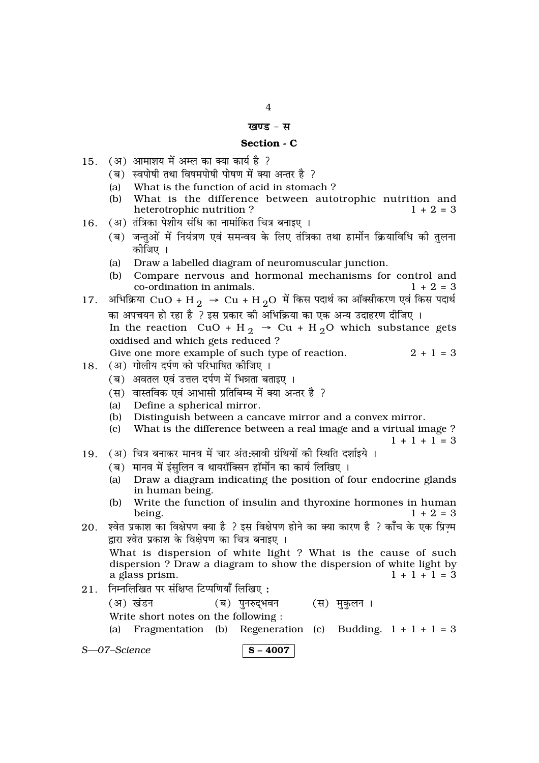## खण्ड - स

## Section - C

15. (अ) आमाशय में अम्ल का क्या कार्य है ?

    (ब) स्वपोषी तथा विषमपोषी पोषण में क्या अन्तर है ?

    (a) What is the function of acid in stomach ?

    (b) What is the difference between autotrophic nutrition and heterotrophic nutrition ? $1 + 2 = 3$

16. (अ) तंत्रिका पेशीय संधि का नामांकित चित्र बनाइए ।

    (ब) जन्तुओं में नियंत्रण एवं समन्वय के लिए तंत्रिका तथा हार्मोन क्रियाविधि की तुलना कीजिए ।

    (a) Draw a labelled diagram of neuromuscular junction.

    (b) Compare nervous and hormonal mechanisms for control and co-ordination in animals. $1 + 2 = 3$

17. अभिक्रिया $CuO + H_2 \rightarrow Cu + H_2O$ में किस पदार्थ का ऑक्सीकरण एवं किस पदार्थ का अपचयन हो रहा है ? इस प्रकार की अभिक्रिया का एक अन्य उदाहरण दीजिए ।

    In the reaction $CuO + H_2 \rightarrow Cu + H_2O$ which substance gets oxidised and which gets reduced ?

    Give one more example of such type of reaction. $2 + 1 = 3$

18. (अ) गोलीय दर्पण को परिभाषित कीजिए ।

    (ब) अवतल एवं उत्तल दर्पण में भिन्नता बताइए ।

    (स) वास्तविक एवं आभासी प्रतिबिम्ब में क्या अन्तर है ?

    (a) Define a spherical mirror.

    (b) Distinguish between a cancave mirror and a convex mirror.

    (c) What is the difference between a real image and a virtual image ? $1 + 1 + 1 = 3$

19. (अ) चित्र बनाकर मानव में चार अंत:स्रावी ग्रंथियों की स्थिति दर्शाइये ।

    (ब) मानव में इंसुलिन व थायरॉक्सिन हॉर्मोन का कार्य लिखिए ।

    (a) Draw a diagram indicating the position of four endocrine glands in human being.

    (b) Write the function of insulin and thyroxine hormones in human being. $1 + 2 = 3$

20. श्वेत प्रकाश का विक्षेपण क्या है ? इस विक्षेपण होने का क्या कारण है ? काँच के एक प्रिज़्म द्वारा श्वेत प्रकाश के विक्षेपण का चित्र बनाइए ।

    What is dispersion of white light ? What is the cause of such dispersion ? Draw a diagram to show the dispersion of white light by a glass prism. $1 + 1 + 1 = 3$

21. निम्नलिखित पर संक्षिप्त टिप्पणियाँ लिखिए :

    (अ) खंडन (ब) पुनरुद्भवन (स) मुकुलन ।

    Write short notes on the following :

    (a) Fragmentation (b) Regeneration (c) Budding. $1 + 1 + 1 = 3$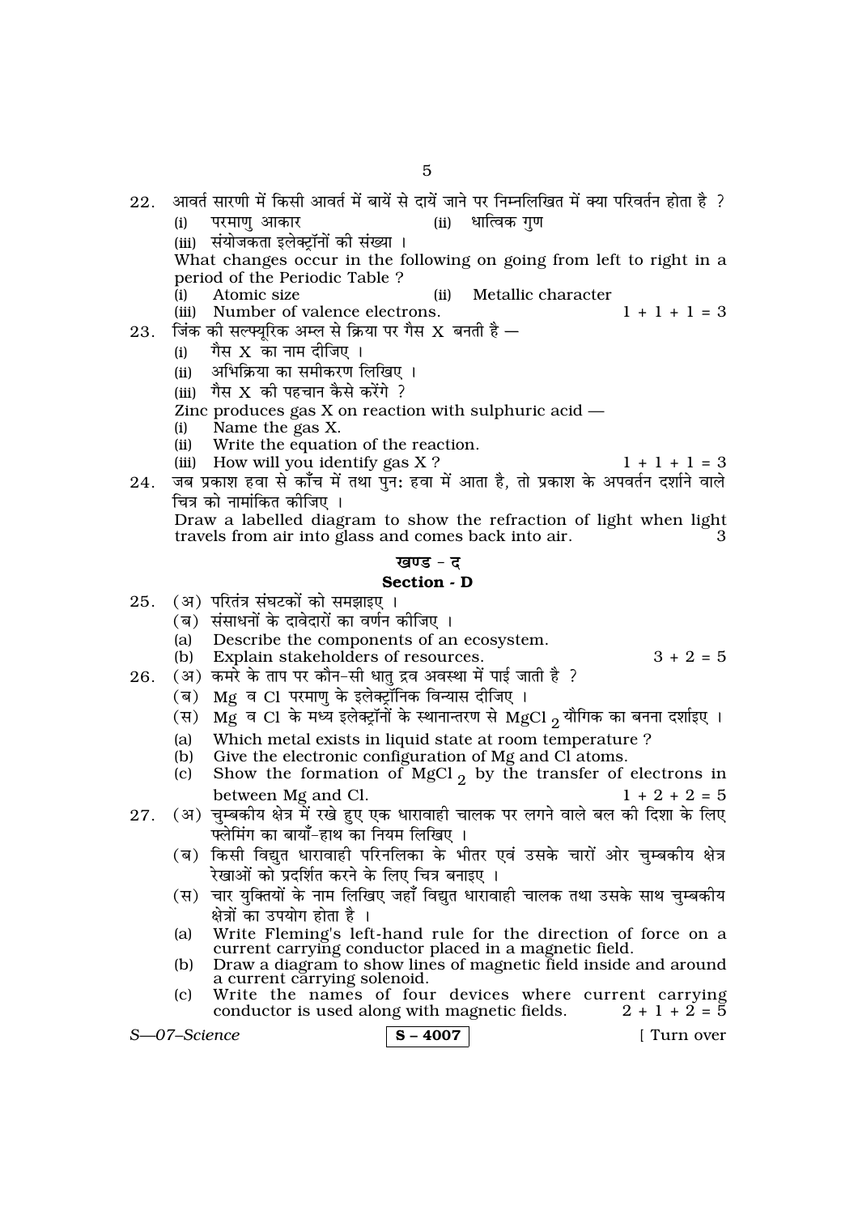22. आवर्त सारणी में किसी आवर्त में बायें से दायें जाने पर निम्नलिखित में क्या परिवर्तन होता है ?

    (i) परमाणु आकार  (ii) धात्विक गुण

    (iii) संयोजकता इलेक्ट्रॉनों की संख्या ।

    What changes occur in the following on going from left to right in a period of the Periodic Table ?

    (i) Atomic size  (ii) Metallic character

    (iii) Number of valence electrons.  1 + 1 + 1 = 3

23. जिंक की सल्फ्यूरिक अम्ल से क्रिया पर गैस X बनती है —

    (i) गैस X का नाम दीजिए ।

    (ii) अभिक्रिया का समीकरण लिखिए ।

    (iii) गैस X की पहचान कैसे करेंगे ?

    Zinc produces gas X on reaction with sulphuric acid —

    (i) Name the gas X.

    (ii) Write the equation of the reaction.

    (iii) How will you identify gas X ?  1 + 1 + 1 = 3

24. जब प्रकाश हवा से काँच में तथा पुन: हवा में आता है, तो प्रकाश के अपवर्तन दर्शाने वाले चित्र को नामांकित कीजिए ।

    Draw a labelled diagram to show the refraction of light when light travels from air into glass and comes back into air.  3

## खण्ड - द

## Section - D

25. (अ) परितंत्र संघटकों को समझाइए ।

    (ब) संसाधनों के दावेदारों का वर्णन कीजिए ।

    (a) Describe the components of an ecosystem.

    (b) Explain stakeholders of resources.  3 + 2 = 5

26. (अ) कमरे के ताप पर कौन-सी धातु द्रव अवस्था में पाई जाती है ?

    (ब) Mg व Cl परमाणु के इलेक्ट्रॉनिक विन्यास दीजिए ।

    (स) Mg व Cl के मध्य इलेक्ट्रॉनों के स्थानान्तरण से $MgCl_2$ यौगिक का बनना दर्शाइए ।

    (a) Which metal exists in liquid state at room temperature ?

    (b) Give the electronic configuration of Mg and Cl atoms.

    (c) Show the formation of $MgCl_2$ by the transfer of electrons in between Mg and Cl.  1 + 2 + 2 = 5

27. (अ) चुम्बकीय क्षेत्र में रखे हुए एक धारावाही चालक पर लगने वाले बल की दिशा के लिए फ्लेमिंग का बायाँ-हाथ का नियम लिखिए ।

    (ब) किसी विद्युत धारावाही परिनलिका के भीतर एवं उसके चारों ओर चुम्बकीय क्षेत्र रेखाओं को प्रदर्शित करने के लिए चित्र बनाइए ।

    (स) चार युक्तियों के नाम लिखिए जहाँ विद्युत धारावाही चालक तथा उसके साथ चुम्बकीय क्षेत्रों का उपयोग होता है ।

    (a) Write Fleming's left-hand rule for the direction of force on a current carrying conductor placed in a magnetic field.

    (b) Draw a diagram to show lines of magnetic field inside and around a current carrying solenoid.

    (c) Write the names of four devices where current carrying conductor is used along with magnetic fields.  2 + 1 + 2 = 5

S—07–Science  **S – 4007**  [ Turn over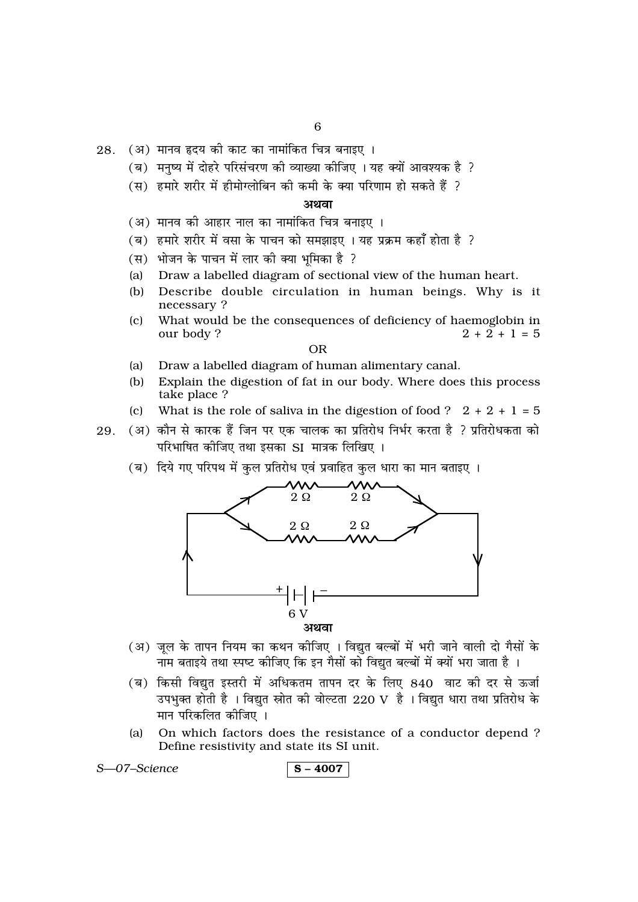28. (अ) मानव हृदय की काट का नामांकित चित्र बनाइए ।

(ब) मनुष्य में दोहरे परिसंचरण की व्याख्या कीजिए । यह क्यों आवश्यक है ?

(स) हमारे शरीर में हीमोग्लोबिन की कमी के क्या परिणाम हो सकते हैं ?

**अथवा**

(अ) मानव की आहार नाल का नामांकित चित्र बनाइए ।

(ब) हमारे शरीर में वसा के पाचन को समझाइए । यह प्रक्रम कहाँ होता है ?

(स) भोजन के पाचन में लार की क्या भूमिका है ?

(a) Draw a labelled diagram of sectional view of the human heart.

(b) Describe double circulation in human beings. Why is it necessary ?

(c) What would be the consequences of deficiency of haemoglobin in our body ? $2 + 2 + 1 = 5$

OR

(a) Draw a labelled diagram of human alimentary canal.

(b) Explain the digestion of fat in our body. Where does this process take place ?

(c) What is the role of saliva in the digestion of food ? $2 + 2 + 1 = 5$

29. (अ) कौन से कारक हैं जिन पर एक चालक का प्रतिरोध निर्भर करता है ? प्रतिरोधकता को परिभाषित कीजिए तथा इसका SI मात्रक लिखिए ।

(ब) दिये गए परिपथ में कुल प्रतिरोध एवं प्रवाहित कुल धारा का मान बताइए ।

[Circuit: two parallel branches, each with two $2\ \Omega$ resistors in series, connected to a $6\ V$ battery]

**अथवा**

(अ) जूल के तापन नियम का कथन कीजिए । विद्युत बल्बों में भरी जाने वाली दो गैसों के नाम बताइये तथा स्पष्ट कीजिए कि इन गैसों को विद्युत बल्बों में क्यों भरा जाता है ।

(ब) किसी विद्युत इस्तरी में अधिकतम तापन दर के लिए 840 वाट की दर से ऊर्जा उपभुक्त होती है । विद्युत स्रोत की वोल्टता 220 V है । विद्युत धारा तथा प्रतिरोध के मान परिकलित कीजिए ।

(a) On which factors does the resistance of a conductor depend ? Define resistivity and state its SI unit.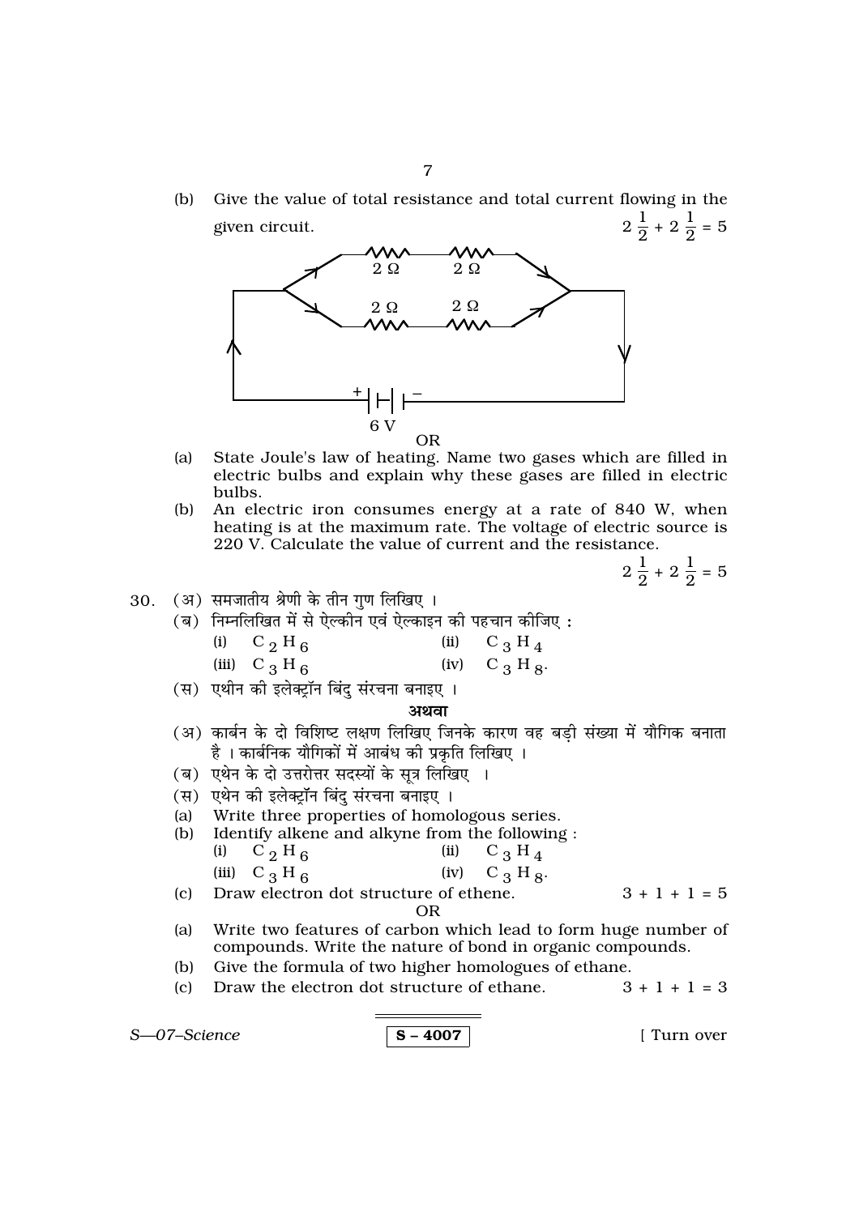(b) Give the value of total resistance and total current flowing in the given circuit. $2\frac{1}{2} + 2\frac{1}{2} = 5$

2 Ω 2 Ω

2 Ω 2 Ω

+ −

6 V

OR

(a) State Joule's law of heating. Name two gases which are filled in electric bulbs and explain why these gases are filled in electric bulbs.

(b) An electric iron consumes energy at a rate of 840 W, when heating is at the maximum rate. The voltage of electric source is 220 V. Calculate the value of current and the resistance.

$2\frac{1}{2} + 2\frac{1}{2} = 5$

30. (अ) समजातीय श्रेणी के तीन गुण लिखिए ।

(ब) निम्नलिखित में से ऐल्कीन एवं ऐल्काइन की पहचान कीजिए :

(i) $C_2H_6$ (ii) $C_3H_4$

(iii) $C_3H_6$ (iv) $C_3H_8$.

(स) एथीन की इलेक्ट्रॉन बिंदु संरचना बनाइए ।

**अथवा**

(अ) कार्बन के दो विशिष्ट लक्षण लिखिए जिनके कारण वह बड़ी संख्या में यौगिक बनाता है । कार्बनिक यौगिकों में आबंध की प्रकृति लिखिए ।

(ब) एथेन के दो उत्तरोत्तर सदस्यों के सूत्र लिखिए ।

(स) एथेन की इलेक्ट्रॉन बिंदु संरचना बनाइए ।

(a) Write three properties of homologous series.

(b) Identify alkene and alkyne from the following :

(i) $C_2H_6$ (ii) $C_3H_4$

(iii) $C_3H_6$ (iv) $C_3H_8$.

(c) Draw electron dot structure of ethene. $3 + 1 + 1 = 5$

OR

(a) Write two features of carbon which lead to form huge number of compounds. Write the nature of bond in organic compounds.

(b) Give the formula of two higher homologues of ethane.

(c) Draw the electron dot structure of ethane. $3 + 1 + 1 = 3$

S – 4007